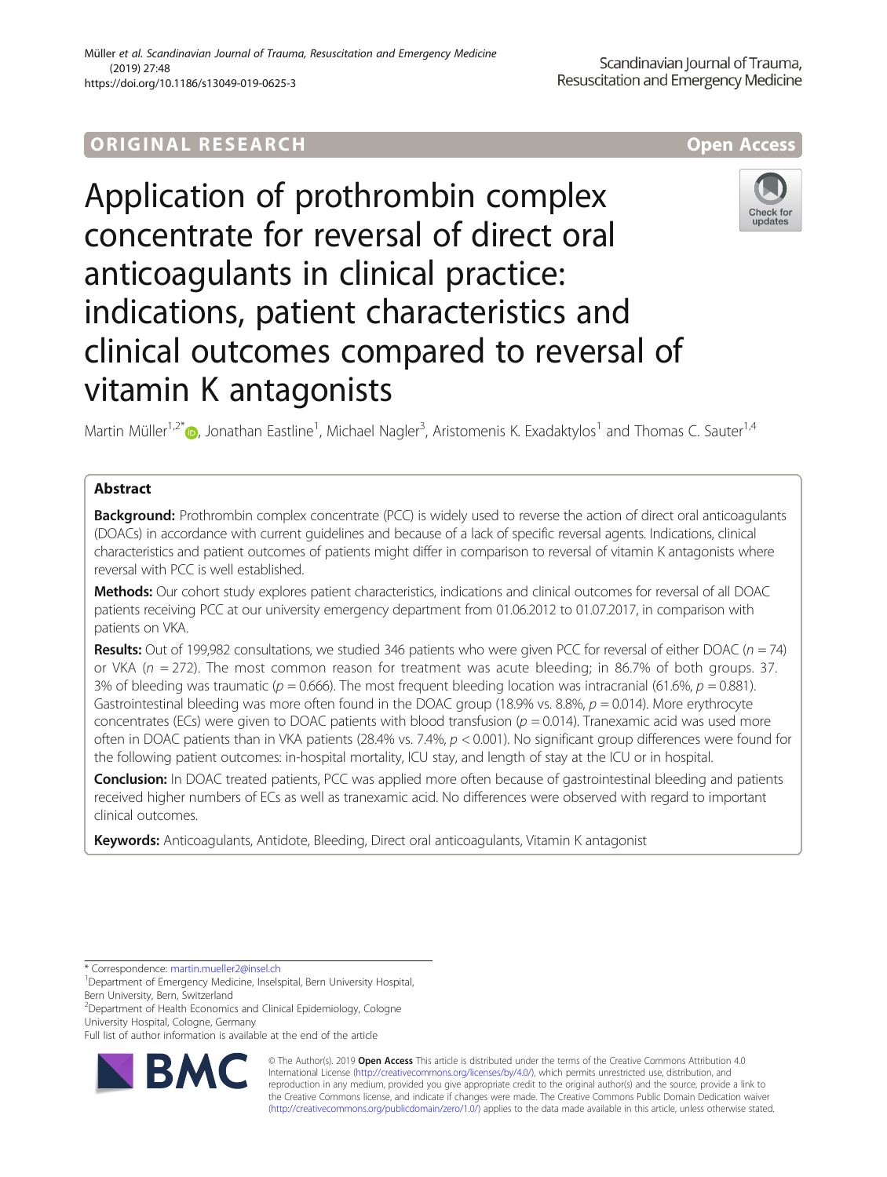ORIGINAL RESEARCH

Open Access

# Application of prothrombin complex concentrate for reversal of direct oral anticoagulants in clinical practice: indications, patient characteristics and clinical outcomes compared to reversal of vitamin K antagonists

Martin Müller[1,2*], Jonathan Eastline[1], Michael Nagler[3], Aristomenis K. Exadaktylos[1] and Thomas C. Sauter[1,4]

## Abstract

**Background:** Prothrombin complex concentrate (PCC) is widely used to reverse the action of direct oral anticoagulants (DOACs) in accordance with current guidelines and because of a lack of specific reversal agents. Indications, clinical characteristics and patient outcomes of patients might differ in comparison to reversal of vitamin K antagonists where reversal with PCC is well established.

**Methods:** Our cohort study explores patient characteristics, indications and clinical outcomes for reversal of all DOAC patients receiving PCC at our university emergency department from 01.06.2012 to 01.07.2017, in comparison with patients on VKA.

**Results:** Out of 199,982 consultations, we studied 346 patients who were given PCC for reversal of either DOAC ($n = 74$) or VKA ($n = 272$). The most common reason for treatment was acute bleeding; in 86.7% of both groups. 37.3% of bleeding was traumatic ($p = 0.666$). The most frequent bleeding location was intracranial (61.6%, $p = 0.881$). Gastrointestinal bleeding was more often found in the DOAC group (18.9% vs. 8.8%, $p = 0.014$). More erythrocyte concentrates (ECs) were given to DOAC patients with blood transfusion ($p = 0.014$). Tranexamic acid was used more often in DOAC patients than in VKA patients (28.4% vs. 7.4%, $p < 0.001$). No significant group differences were found for the following patient outcomes: in-hospital mortality, ICU stay, and length of stay at the ICU or in hospital.

**Conclusion:** In DOAC treated patients, PCC was applied more often because of gastrointestinal bleeding and patients received higher numbers of ECs as well as tranexamic acid. No differences were observed with regard to important clinical outcomes.

**Keywords:** Anticoagulants, Antidote, Bleeding, Direct oral anticoagulants, Vitamin K antagonist

* Correspondence: martin.mueller2@insel.ch
[1]Department of Emergency Medicine, Inselspital, Bern University Hospital, Bern University, Bern, Switzerland
[2]Department of Health Economics and Clinical Epidemiology, Cologne University Hospital, Cologne, Germany
Full list of author information is available at the end of the article

© The Author(s). 2019 **Open Access** This article is distributed under the terms of the Creative Commons Attribution 4.0 International License (http://creativecommons.org/licenses/by/4.0/), which permits unrestricted use, distribution, and reproduction in any medium, provided you give appropriate credit to the original author(s) and the source, provide a link to the Creative Commons license, and indicate if changes were made. The Creative Commons Public Domain Dedication waiver (http://creativecommons.org/publicdomain/zero/1.0/) applies to the data made available in this article, unless otherwise stated.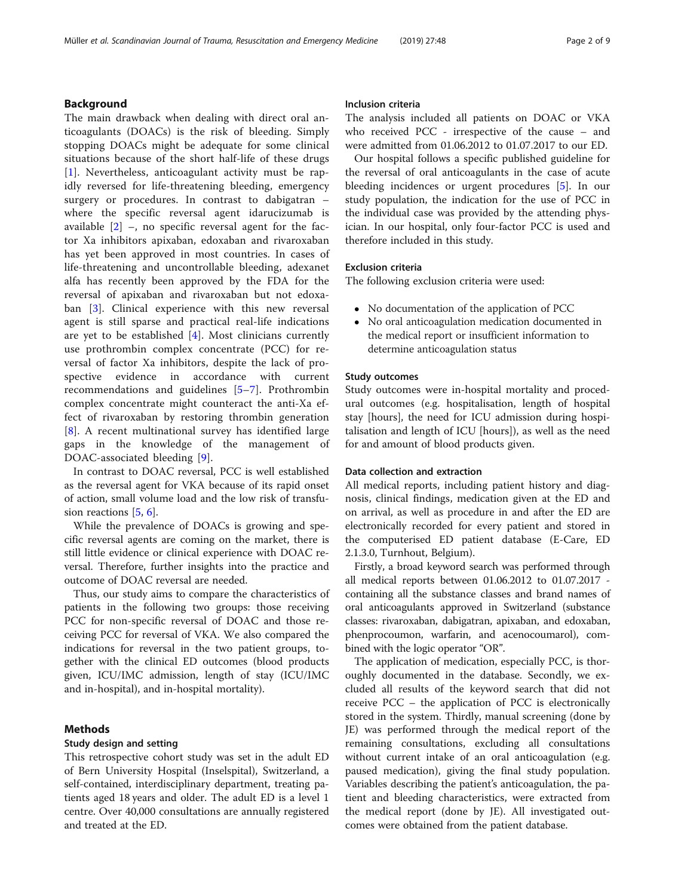## Background

The main drawback when dealing with direct oral anticoagulants (DOACs) is the risk of bleeding. Simply stopping DOACs might be adequate for some clinical situations because of the short half-life of these drugs [1]. Nevertheless, anticoagulant activity must be rapidly reversed for life-threatening bleeding, emergency surgery or procedures. In contrast to dabigatran – where the specific reversal agent idarucizumab is available [2] –, no specific reversal agent for the factor Xa inhibitors apixaban, edoxaban and rivaroxaban has yet been approved in most countries. In cases of life-threatening and uncontrollable bleeding, adexanet alfa has recently been approved by the FDA for the reversal of apixaban and rivaroxaban but not edoxaban [3]. Clinical experience with this new reversal agent is still sparse and practical real-life indications are yet to be established [4]. Most clinicians currently use prothrombin complex concentrate (PCC) for reversal of factor Xa inhibitors, despite the lack of prospective evidence in accordance with current recommendations and guidelines [5–7]. Prothrombin complex concentrate might counteract the anti-Xa effect of rivaroxaban by restoring thrombin generation [8]. A recent multinational survey has identified large gaps in the knowledge of the management of DOAC-associated bleeding [9].

In contrast to DOAC reversal, PCC is well established as the reversal agent for VKA because of its rapid onset of action, small volume load and the low risk of transfusion reactions [5, 6].

While the prevalence of DOACs is growing and specific reversal agents are coming on the market, there is still little evidence or clinical experience with DOAC reversal. Therefore, further insights into the practice and outcome of DOAC reversal are needed.

Thus, our study aims to compare the characteristics of patients in the following two groups: those receiving PCC for non-specific reversal of DOAC and those receiving PCC for reversal of VKA. We also compared the indications for reversal in the two patient groups, together with the clinical ED outcomes (blood products given, ICU/IMC admission, length of stay (ICU/IMC and in-hospital), and in-hospital mortality).

## Methods

### Study design and setting

This retrospective cohort study was set in the adult ED of Bern University Hospital (Inselspital), Switzerland, a self-contained, interdisciplinary department, treating patients aged 18 years and older. The adult ED is a level 1 centre. Over 40,000 consultations are annually registered and treated at the ED.

### Inclusion criteria

The analysis included all patients on DOAC or VKA who received PCC - irrespective of the cause – and were admitted from 01.06.2012 to 01.07.2017 to our ED.

Our hospital follows a specific published guideline for the reversal of oral anticoagulants in the case of acute bleeding incidences or urgent procedures [5]. In our study population, the indication for the use of PCC in the individual case was provided by the attending physician. In our hospital, only four-factor PCC is used and therefore included in this study.

### Exclusion criteria

The following exclusion criteria were used:

- No documentation of the application of PCC
- No oral anticoagulation medication documented in the medical report or insufficient information to determine anticoagulation status

### Study outcomes

Study outcomes were in-hospital mortality and procedural outcomes (e.g. hospitalisation, length of hospital stay [hours], the need for ICU admission during hospitalisation and length of ICU [hours]), as well as the need for and amount of blood products given.

### Data collection and extraction

All medical reports, including patient history and diagnosis, clinical findings, medication given at the ED and on arrival, as well as procedure in and after the ED are electronically recorded for every patient and stored in the computerised ED patient database (E-Care, ED 2.1.3.0, Turnhout, Belgium).

Firstly, a broad keyword search was performed through all medical reports between 01.06.2012 to 01.07.2017 - containing all the substance classes and brand names of oral anticoagulants approved in Switzerland (substance classes: rivaroxaban, dabigatran, apixaban, and edoxaban, phenprocoumon, warfarin, and acenocoumarol), combined with the logic operator "OR".

The application of medication, especially PCC, is thoroughly documented in the database. Secondly, we excluded all results of the keyword search that did not receive PCC – the application of PCC is electronically stored in the system. Thirdly, manual screening (done by JE) was performed through the medical report of the remaining consultations, excluding all consultations without current intake of an oral anticoagulation (e.g. paused medication), giving the final study population. Variables describing the patient's anticoagulation, the patient and bleeding characteristics, were extracted from the medical report (done by JE). All investigated outcomes were obtained from the patient database.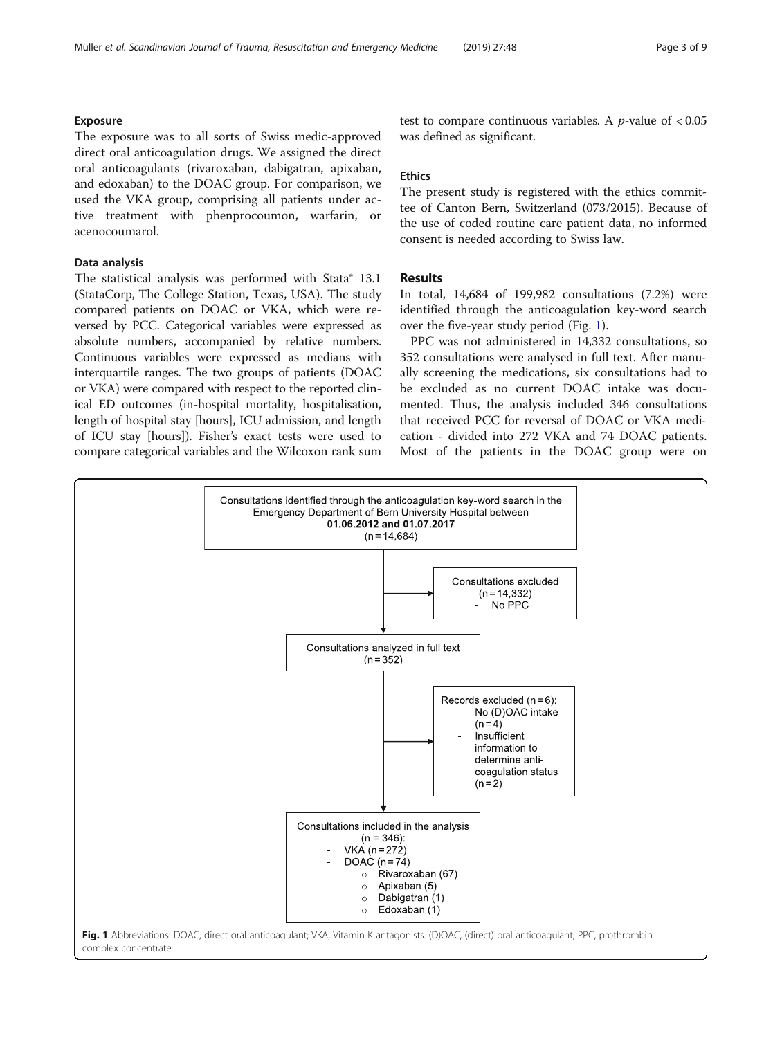### Exposure

The exposure was to all sorts of Swiss medic-approved direct oral anticoagulation drugs. We assigned the direct oral anticoagulants (rivaroxaban, dabigatran, apixaban, and edoxaban) to the DOAC group. For comparison, we used the VKA group, comprising all patients under active treatment with phenprocoumon, warfarin, or acenocoumarol.

### Data analysis

The statistical analysis was performed with Stata® 13.1 (StataCorp, The College Station, Texas, USA). The study compared patients on DOAC or VKA, which were reversed by PCC. Categorical variables were expressed as absolute numbers, accompanied by relative numbers. Continuous variables were expressed as medians with interquartile ranges. The two groups of patients (DOAC or VKA) were compared with respect to the reported clinical ED outcomes (in-hospital mortality, hospitalisation, length of hospital stay [hours], ICU admission, and length of ICU stay [hours]). Fisher's exact tests were used to compare categorical variables and the Wilcoxon rank sum test to compare continuous variables. A $p$-value of $< 0.05$ was defined as significant.

### Ethics

The present study is registered with the ethics committee of Canton Bern, Switzerland (073/2015). Because of the use of coded routine care patient data, no informed consent is needed according to Swiss law.

## Results

In total, 14,684 of 199,982 consultations (7.2%) were identified through the anticoagulation key-word search over the five-year study period (Fig. 1).

PPC was not administered in 14,332 consultations, so 352 consultations were analysed in full text. After manually screening the medications, six consultations had to be excluded as no current DOAC intake was documented. Thus, the analysis included 346 consultations that received PCC for reversal of DOAC or VKA medication - divided into 272 VKA and 74 DOAC patients. Most of the patients in the DOAC group were on

Consultations identified through the anticoagulation key-word search in the Emergency Department of Bern University Hospital between **01.06.2012 and 01.07.2017** (n = 14,684)

Consultations excluded (n = 14,332)
- No PPC

Consultations analyzed in full text (n = 352)

Records excluded (n = 6):
- No (D)OAC intake (n = 4)
- Insufficient information to determine anti-coagulation status (n = 2)

Consultations included in the analysis (n = 346):
- VKA (n = 272)
- DOAC (n = 74)
  - Rivaroxaban (67)
  - Apixaban (5)
  - Dabigatran (1)
  - Edoxaban (1)

**Fig. 1** Abbreviations: DOAC, direct oral anticoagulant; VKA, Vitamin K antagonists. (D)OAC, (direct) oral anticoagulant; PPC, prothrombin complex concentrate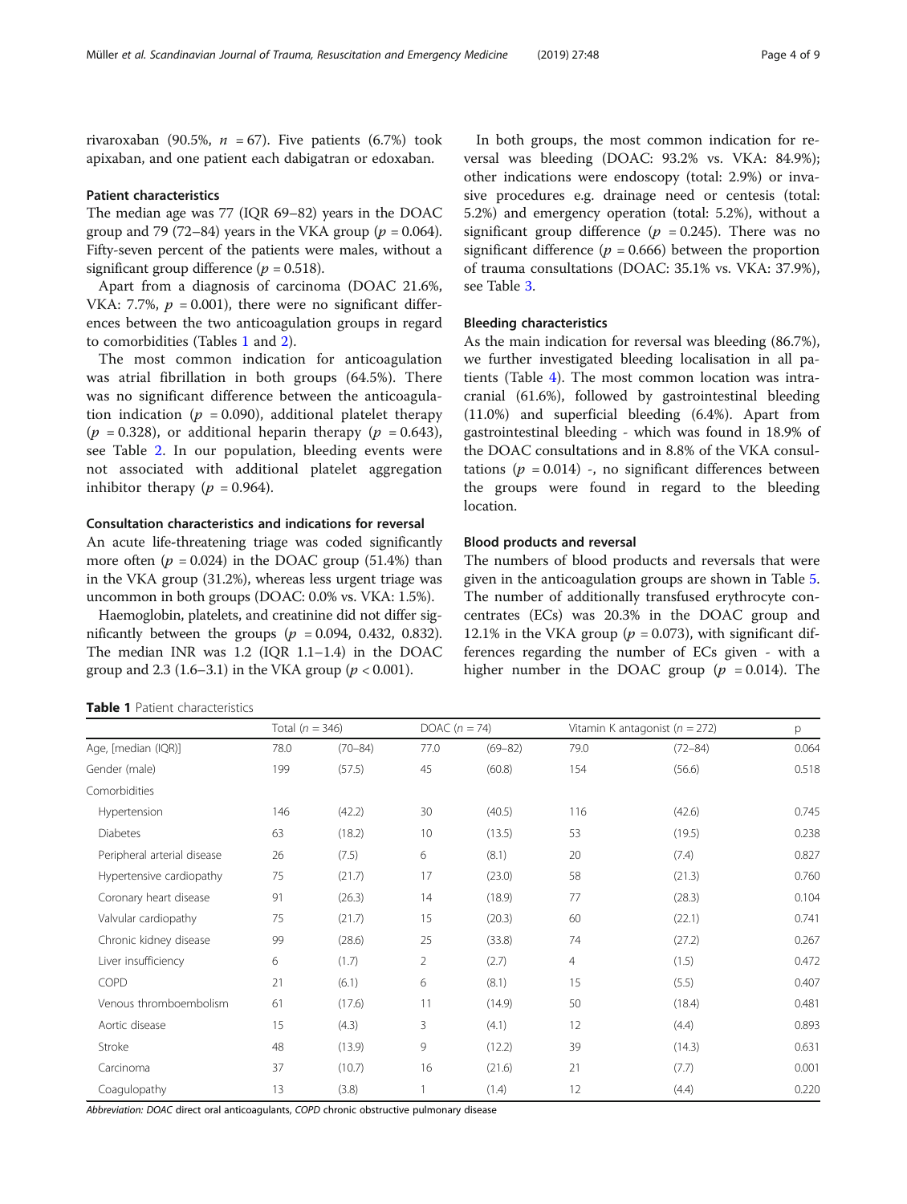rivaroxaban (90.5%, $n = 67$). Five patients (6.7%) took apixaban, and one patient each dabigatran or edoxaban.

### Patient characteristics

The median age was 77 (IQR 69–82) years in the DOAC group and 79 (72–84) years in the VKA group ($p = 0.064$). Fifty-seven percent of the patients were males, without a significant group difference ($p = 0.518$).

Apart from a diagnosis of carcinoma (DOAC 21.6%, VKA: 7.7%, $p = 0.001$), there were no significant differences between the two anticoagulation groups in regard to comorbidities (Tables 1 and 2).

The most common indication for anticoagulation was atrial fibrillation in both groups (64.5%). There was no significant difference between the anticoagulation indication ($p = 0.090$), additional platelet therapy ($p = 0.328$), or additional heparin therapy ($p = 0.643$), see Table 2. In our population, bleeding events were not associated with additional platelet aggregation inhibitor therapy ($p = 0.964$).

### Consultation characteristics and indications for reversal

An acute life-threatening triage was coded significantly more often ($p = 0.024$) in the DOAC group (51.4%) than in the VKA group (31.2%), whereas less urgent triage was uncommon in both groups (DOAC: 0.0% vs. VKA: 1.5%).

Haemoglobin, platelets, and creatinine did not differ significantly between the groups ($p = 0.094$, 0.432, 0.832). The median INR was 1.2 (IQR 1.1–1.4) in the DOAC group and 2.3 (1.6–3.1) in the VKA group ($p < 0.001$).

In both groups, the most common indication for reversal was bleeding (DOAC: 93.2% vs. VKA: 84.9%); other indications were endoscopy (total: 2.9%) or invasive procedures e.g. drainage need or centesis (total: 5.2%) and emergency operation (total: 5.2%), without a significant group difference ($p = 0.245$). There was no significant difference ($p = 0.666$) between the proportion of trauma consultations (DOAC: 35.1% vs. VKA: 37.9%), see Table 3.

### Bleeding characteristics

As the main indication for reversal was bleeding (86.7%), we further investigated bleeding localisation in all patients (Table 4). The most common location was intracranial (61.6%), followed by gastrointestinal bleeding (11.0%) and superficial bleeding (6.4%). Apart from gastrointestinal bleeding - which was found in 18.9% of the DOAC consultations and in 8.8% of the VKA consultations ($p = 0.014$) -, no significant differences between the groups were found in regard to the bleeding location.

### Blood products and reversal

The numbers of blood products and reversals that were given in the anticoagulation groups are shown in Table 5. The number of additionally transfused erythrocyte concentrates (ECs) was 20.3% in the DOAC group and 12.1% in the VKA group ($p = 0.073$), with significant differences regarding the number of ECs given - with a higher number in the DOAC group ($p = 0.014$). The

**Table 1** Patient characteristics

| | Total ($n = 346$) | | DOAC ($n = 74$) | | Vitamin K antagonist ($n = 272$) | | p |
|---|---|---|---|---|---|---|---|
| Age, [median (IQR)] | 78.0 | (70–84) | 77.0 | (69–82) | 79.0 | (72–84) | 0.064 |
| Gender (male) | 199 | (57.5) | 45 | (60.8) | 154 | (56.6) | 0.518 |
| Comorbidities | | | | | | | |
| Hypertension | 146 | (42.2) | 30 | (40.5) | 116 | (42.6) | 0.745 |
| Diabetes | 63 | (18.2) | 10 | (13.5) | 53 | (19.5) | 0.238 |
| Peripheral arterial disease | 26 | (7.5) | 6 | (8.1) | 20 | (7.4) | 0.827 |
| Hypertensive cardiopathy | 75 | (21.7) | 17 | (23.0) | 58 | (21.3) | 0.760 |
| Coronary heart disease | 91 | (26.3) | 14 | (18.9) | 77 | (28.3) | 0.104 |
| Valvular cardiopathy | 75 | (21.7) | 15 | (20.3) | 60 | (22.1) | 0.741 |
| Chronic kidney disease | 99 | (28.6) | 25 | (33.8) | 74 | (27.2) | 0.267 |
| Liver insufficiency | 6 | (1.7) | 2 | (2.7) | 4 | (1.5) | 0.472 |
| COPD | 21 | (6.1) | 6 | (8.1) | 15 | (5.5) | 0.407 |
| Venous thromboembolism | 61 | (17.6) | 11 | (14.9) | 50 | (18.4) | 0.481 |
| Aortic disease | 15 | (4.3) | 3 | (4.1) | 12 | (4.4) | 0.893 |
| Stroke | 48 | (13.9) | 9 | (12.2) | 39 | (14.3) | 0.631 |
| Carcinoma | 37 | (10.7) | 16 | (21.6) | 21 | (7.7) | 0.001 |
| Coagulopathy | 13 | (3.8) | 1 | (1.4) | 12 | (4.4) | 0.220 |

*Abbreviation: DOAC direct oral anticoagulants, COPD chronic obstructive pulmonary disease*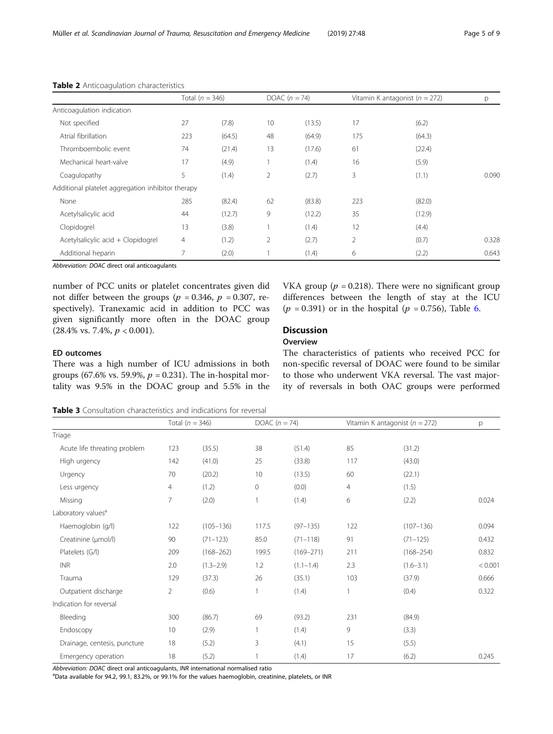**Table 2** Anticoagulation characteristics

| | Total ($n$ = 346) | | DOAC ($n$ = 74) | | Vitamin K antagonist ($n$ = 272) | | p |
|---|---|---|---|---|---|---|---|
| Anticoagulation indication | | | | | | | |
| Not specified | 27 | (7.8) | 10 | (13.5) | 17 | (6.2) | |
| Atrial fibrillation | 223 | (64.5) | 48 | (64.9) | 175 | (64.3) | |
| Thromboembolic event | 74 | (21.4) | 13 | (17.6) | 61 | (22.4) | |
| Mechanical heart-valve | 17 | (4.9) | 1 | (1.4) | 16 | (5.9) | |
| Coagulopathy | 5 | (1.4) | 2 | (2.7) | 3 | (1.1) | 0.090 |
| Additional platelet aggregation inhibitor therapy | | | | | | | |
| None | 285 | (82.4) | 62 | (83.8) | 223 | (82.0) | |
| Acetylsalicylic acid | 44 | (12.7) | 9 | (12.2) | 35 | (12.9) | |
| Clopidogrel | 13 | (3.8) | 1 | (1.4) | 12 | (4.4) | |
| Acetylsalicylic acid + Clopidogrel | 4 | (1.2) | 2 | (2.7) | 2 | (0.7) | 0.328 |
| Additional heparin | 7 | (2.0) | 1 | (1.4) | 6 | (2.2) | 0.643 |

*Abbreviation: DOAC* direct oral anticoagulants

number of PCC units or platelet concentrates given did not differ between the groups ($p$ = 0.346, $p$ = 0.307, respectively). Tranexamic acid in addition to PCC was given significantly more often in the DOAC group (28.4% vs. 7.4%, $p$ < 0.001).

### ED outcomes

There was a high number of ICU admissions in both groups (67.6% vs. 59.9%, $p$ = 0.231). The in-hospital mortality was 9.5% in the DOAC group and 5.5% in the VKA group ($p$ = 0.218). There were no significant group differences between the length of stay at the ICU ($p$ = 0.391) or in the hospital ($p$ = 0.756), Table 6.

## Discussion

### Overview

The characteristics of patients who received PCC for non-specific reversal of DOAC were found to be similar to those who underwent VKA reversal. The vast majority of reversals in both OAC groups were performed

**Table 3** Consultation characteristics and indications for reversal

| | Total ($n$ = 346) | | DOAC ($n$ = 74) | | Vitamin K antagonist ($n$ = 272) | | p |
|---|---|---|---|---|---|---|---|
| Triage | | | | | | | |
| Acute life threating problem | 123 | (35.5) | 38 | (51.4) | 85 | (31.2) | |
| High urgency | 142 | (41.0) | 25 | (33.8) | 117 | (43.0) | |
| Urgency | 70 | (20.2) | 10 | (13.5) | 60 | (22.1) | |
| Less urgency | 4 | (1.2) | 0 | (0.0) | 4 | (1.5) | |
| Missing | 7 | (2.0) | 1 | (1.4) | 6 | (2.2) | 0.024 |
| Laboratory values[a] | | | | | | | |
| Haemoglobin (g/l) | 122 | (105–136) | 117.5 | (97–135) | 122 | (107–136) | 0.094 |
| Creatinine (μmol/l) | 90 | (71–123) | 85.0 | (71–118) | 91 | (71–125) | 0.432 |
| Platelets (G/l) | 209 | (168–262) | 199.5 | (169–271) | 211 | (168–254) | 0.832 |
| INR | 2.0 | (1.3–2.9) | 1.2 | (1.1–1.4) | 2.3 | (1.6–3.1) | < 0.001 |
| Trauma | 129 | (37.3) | 26 | (35.1) | 103 | (37.9) | 0.666 |
| Outpatient discharge | 2 | (0.6) | 1 | (1.4) | 1 | (0.4) | 0.322 |
| Indication for reversal | | | | | | | |
| Bleeding | 300 | (86.7) | 69 | (93.2) | 231 | (84.9) | |
| Endoscopy | 10 | (2.9) | 1 | (1.4) | 9 | (3.3) | |
| Drainage, centesis, puncture | 18 | (5.2) | 3 | (4.1) | 15 | (5.5) | |
| Emergency operation | 18 | (5.2) | 1 | (1.4) | 17 | (6.2) | 0.245 |

*Abbreviation: DOAC* direct oral anticoagulants, *INR* international normalised ratio

[a]Data available for 94.2, 99.1, 83.2%, or 99.1% for the values haemoglobin, creatinine, platelets, or INR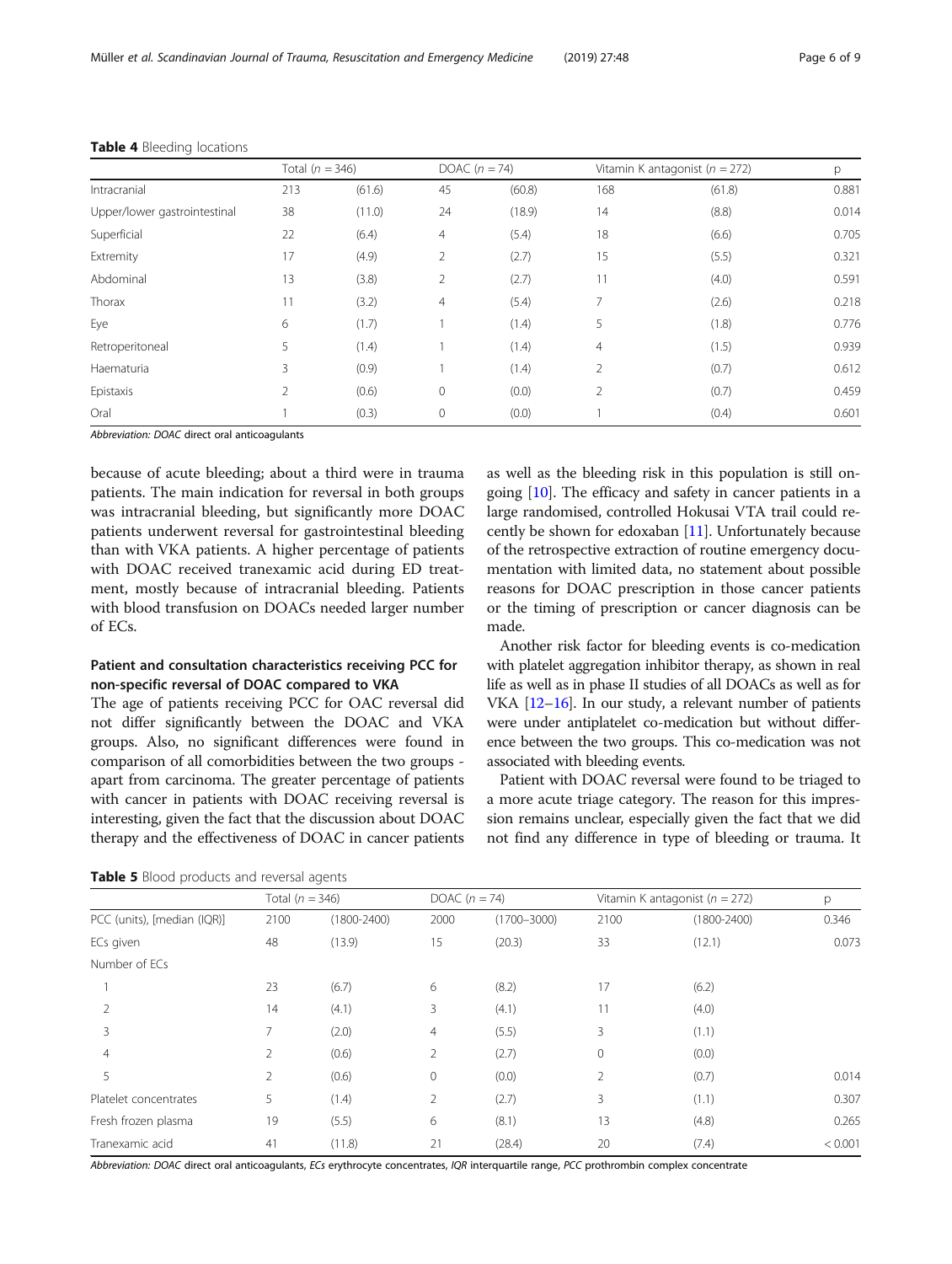**Table 4** Bleeding locations

| | Total ($n = 346$) | | DOAC ($n = 74$) | | Vitamin K antagonist ($n = 272$) | | p |
|---|---|---|---|---|---|---|---|
| Intracranial | 213 | (61.6) | 45 | (60.8) | 168 | (61.8) | 0.881 |
| Upper/lower gastrointestinal | 38 | (11.0) | 24 | (18.9) | 14 | (8.8) | 0.014 |
| Superficial | 22 | (6.4) | 4 | (5.4) | 18 | (6.6) | 0.705 |
| Extremity | 17 | (4.9) | 2 | (2.7) | 15 | (5.5) | 0.321 |
| Abdominal | 13 | (3.8) | 2 | (2.7) | 11 | (4.0) | 0.591 |
| Thorax | 11 | (3.2) | 4 | (5.4) | 7 | (2.6) | 0.218 |
| Eye | 6 | (1.7) | 1 | (1.4) | 5 | (1.8) | 0.776 |
| Retroperitoneal | 5 | (1.4) | 1 | (1.4) | 4 | (1.5) | 0.939 |
| Haematuria | 3 | (0.9) | 1 | (1.4) | 2 | (0.7) | 0.612 |
| Epistaxis | 2 | (0.6) | 0 | (0.0) | 2 | (0.7) | 0.459 |
| Oral | 1 | (0.3) | 0 | (0.0) | 1 | (0.4) | 0.601 |

*Abbreviation: DOAC direct oral anticoagulants*

because of acute bleeding; about a third were in trauma patients. The main indication for reversal in both groups was intracranial bleeding, but significantly more DOAC patients underwent reversal for gastrointestinal bleeding than with VKA patients. A higher percentage of patients with DOAC received tranexamic acid during ED treatment, mostly because of intracranial bleeding. Patients with blood transfusion on DOACs needed larger number of ECs.

### Patient and consultation characteristics receiving PCC for non-specific reversal of DOAC compared to VKA

The age of patients receiving PCC for OAC reversal did not differ significantly between the DOAC and VKA groups. Also, no significant differences were found in comparison of all comorbidities between the two groups - apart from carcinoma. The greater percentage of patients with cancer in patients with DOAC receiving reversal is interesting, given the fact that the discussion about DOAC therapy and the effectiveness of DOAC in cancer patients as well as the bleeding risk in this population is still ongoing [10]. The efficacy and safety in cancer patients in a large randomised, controlled Hokusai VTA trail could recently be shown for edoxaban [11]. Unfortunately because of the retrospective extraction of routine emergency documentation with limited data, no statement about possible reasons for DOAC prescription in those cancer patients or the timing of prescription or cancer diagnosis can be made.

Another risk factor for bleeding events is co-medication with platelet aggregation inhibitor therapy, as shown in real life as well as in phase II studies of all DOACs as well as for VKA [12–16]. In our study, a relevant number of patients were under antiplatelet co-medication but without difference between the two groups. This co-medication was not associated with bleeding events.

Patient with DOAC reversal were found to be triaged to a more acute triage category. The reason for this impression remains unclear, especially given the fact that we did not find any difference in type of bleeding or trauma. It

**Table 5** Blood products and reversal agents

| | Total ($n = 346$) | | DOAC ($n = 74$) | | Vitamin K antagonist ($n = 272$) | | p |
|---|---|---|---|---|---|---|---|
| PCC (units), [median (IQR)] | 2100 | (1800-2400) | 2000 | (1700–3000) | 2100 | (1800-2400) | 0.346 |
| ECs given | 48 | (13.9) | 15 | (20.3) | 33 | (12.1) | 0.073 |
| Number of ECs | | | | | | | |
| 1 | 23 | (6.7) | 6 | (8.2) | 17 | (6.2) | |
| 2 | 14 | (4.1) | 3 | (4.1) | 11 | (4.0) | |
| 3 | 7 | (2.0) | 4 | (5.5) | 3 | (1.1) | |
| 4 | 2 | (0.6) | 2 | (2.7) | 0 | (0.0) | |
| 5 | 2 | (0.6) | 0 | (0.0) | 2 | (0.7) | 0.014 |
| Platelet concentrates | 5 | (1.4) | 2 | (2.7) | 3 | (1.1) | 0.307 |
| Fresh frozen plasma | 19 | (5.5) | 6 | (8.1) | 13 | (4.8) | 0.265 |
| Tranexamic acid | 41 | (11.8) | 21 | (28.4) | 20 | (7.4) | < 0.001 |

*Abbreviation: DOAC direct oral anticoagulants, ECs erythrocyte concentrates, IQR interquartile range, PCC prothrombin complex concentrate*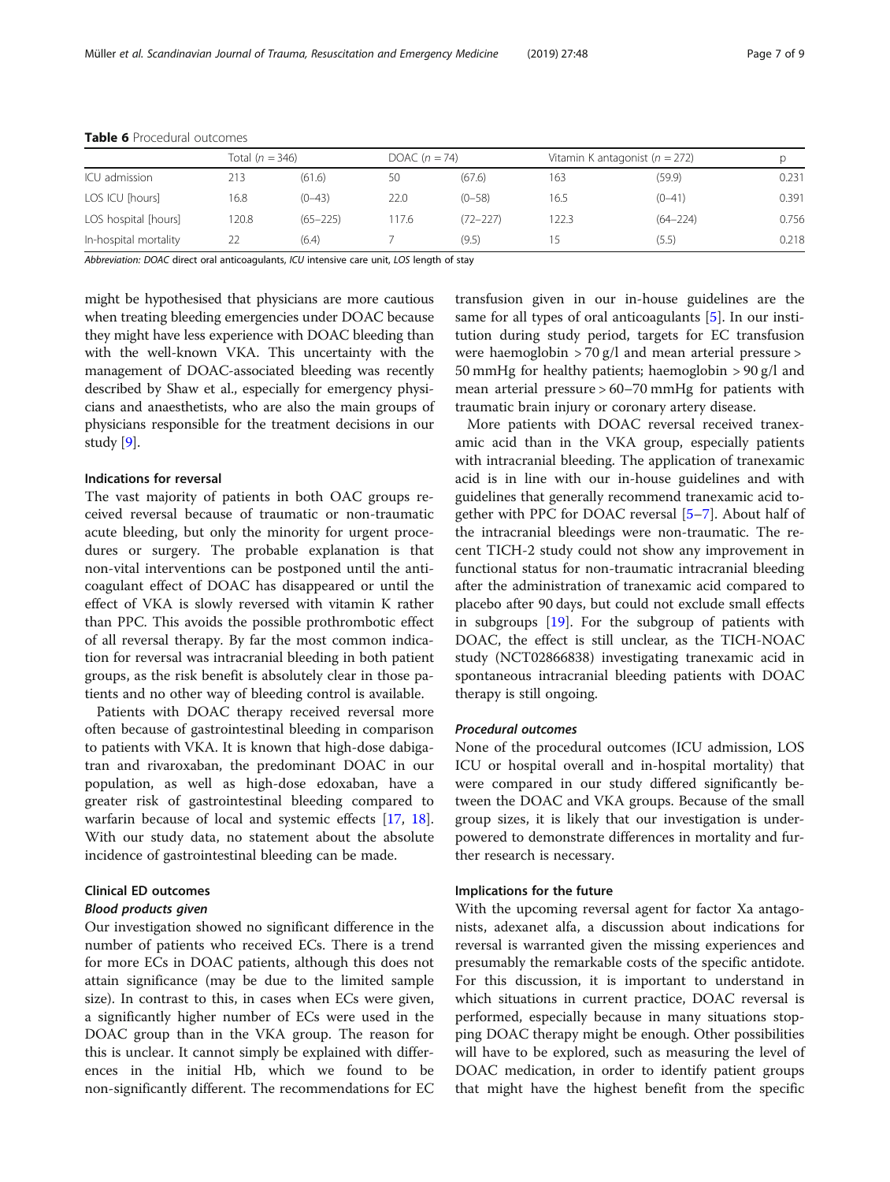**Table 6** Procedural outcomes

| | Total ($n$ = 346) | | DOAC ($n$ = 74) | | Vitamin K antagonist ($n$ = 272) | | p |
|---|---|---|---|---|---|---|---|
| ICU admission | 213 | (61.6) | 50 | (67.6) | 163 | (59.9) | 0.231 |
| LOS ICU [hours] | 16.8 | (0–43) | 22.0 | (0–58) | 16.5 | (0–41) | 0.391 |
| LOS hospital [hours] | 120.8 | (65–225) | 117.6 | (72–227) | 122.3 | (64–224) | 0.756 |
| In-hospital mortality | 22 | (6.4) | 7 | (9.5) | 15 | (5.5) | 0.218 |

*Abbreviation: DOAC direct oral anticoagulants, ICU intensive care unit, LOS length of stay*

might be hypothesised that physicians are more cautious when treating bleeding emergencies under DOAC because they might have less experience with DOAC bleeding than with the well-known VKA. This uncertainty with the management of DOAC-associated bleeding was recently described by Shaw et al., especially for emergency physicians and anaesthetists, who are also the main groups of physicians responsible for the treatment decisions in our study [9].

### Indications for reversal

The vast majority of patients in both OAC groups received reversal because of traumatic or non-traumatic acute bleeding, but only the minority for urgent procedures or surgery. The probable explanation is that non-vital interventions can be postponed until the anticoagulant effect of DOAC has disappeared or until the effect of VKA is slowly reversed with vitamin K rather than PPC. This avoids the possible prothrombotic effect of all reversal therapy. By far the most common indication for reversal was intracranial bleeding in both patient groups, as the risk benefit is absolutely clear in those patients and no other way of bleeding control is available.

Patients with DOAC therapy received reversal more often because of gastrointestinal bleeding in comparison to patients with VKA. It is known that high-dose dabigatran and rivaroxaban, the predominant DOAC in our population, as well as high-dose edoxaban, have a greater risk of gastrointestinal bleeding compared to warfarin because of local and systemic effects [17, 18]. With our study data, no statement about the absolute incidence of gastrointestinal bleeding can be made.

### Clinical ED outcomes

#### *Blood products given*

Our investigation showed no significant difference in the number of patients who received ECs. There is a trend for more ECs in DOAC patients, although this does not attain significance (may be due to the limited sample size). In contrast to this, in cases when ECs were given, a significantly higher number of ECs were used in the DOAC group than in the VKA group. The reason for this is unclear. It cannot simply be explained with differences in the initial Hb, which we found to be non-significantly different. The recommendations for EC transfusion given in our in-house guidelines are the same for all types of oral anticoagulants [5]. In our institution during study period, targets for EC transfusion were haemoglobin > 70 g/l and mean arterial pressure > 50 mmHg for healthy patients; haemoglobin > 90 g/l and mean arterial pressure > 60–70 mmHg for patients with traumatic brain injury or coronary artery disease.

More patients with DOAC reversal received tranexamic acid than in the VKA group, especially patients with intracranial bleeding. The application of tranexamic acid is in line with our in-house guidelines and with guidelines that generally recommend tranexamic acid together with PPC for DOAC reversal [5–7]. About half of the intracranial bleedings were non-traumatic. The recent TICH-2 study could not show any improvement in functional status for non-traumatic intracranial bleeding after the administration of tranexamic acid compared to placebo after 90 days, but could not exclude small effects in subgroups [19]. For the subgroup of patients with DOAC, the effect is still unclear, as the TICH-NOAC study (NCT02866838) investigating tranexamic acid in spontaneous intracranial bleeding patients with DOAC therapy is still ongoing.

#### *Procedural outcomes*

None of the procedural outcomes (ICU admission, LOS ICU or hospital overall and in-hospital mortality) that were compared in our study differed significantly between the DOAC and VKA groups. Because of the small group sizes, it is likely that our investigation is underpowered to demonstrate differences in mortality and further research is necessary.

### Implications for the future

With the upcoming reversal agent for factor Xa antagonists, adexanet alfa, a discussion about indications for reversal is warranted given the missing experiences and presumably the remarkable costs of the specific antidote. For this discussion, it is important to understand in which situations in current practice, DOAC reversal is performed, especially because in many situations stopping DOAC therapy might be enough. Other possibilities will have to be explored, such as measuring the level of DOAC medication, in order to identify patient groups that might have the highest benefit from the specific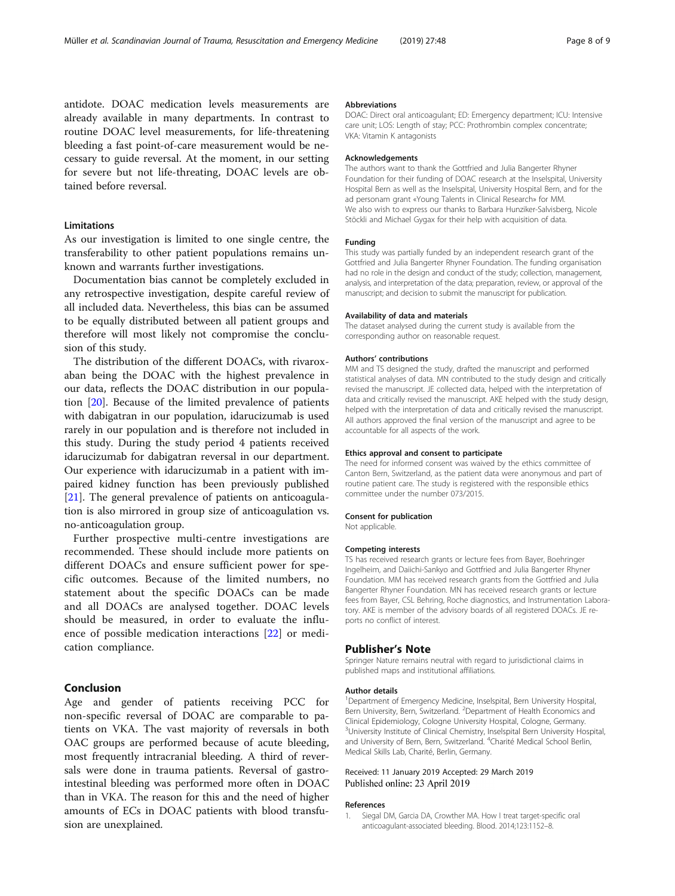antidote. DOAC medication levels measurements are already available in many departments. In contrast to routine DOAC level measurements, for life-threatening bleeding a fast point-of-care measurement would be necessary to guide reversal. At the moment, in our setting for severe but not life-threating, DOAC levels are obtained before reversal.

## Limitations

As our investigation is limited to one single centre, the transferability to other patient populations remains unknown and warrants further investigations.

Documentation bias cannot be completely excluded in any retrospective investigation, despite careful review of all included data. Nevertheless, this bias can be assumed to be equally distributed between all patient groups and therefore will most likely not compromise the conclusion of this study.

The distribution of the different DOACs, with rivaroxaban being the DOAC with the highest prevalence in our data, reflects the DOAC distribution in our population [20]. Because of the limited prevalence of patients with dabigatran in our population, idarucizumab is used rarely in our population and is therefore not included in this study. During the study period 4 patients received idarucizumab for dabigatran reversal in our department. Our experience with idarucizumab in a patient with impaired kidney function has been previously published [21]. The general prevalence of patients on anticoagulation is also mirrored in group size of anticoagulation vs. no-anticoagulation group.

Further prospective multi-centre investigations are recommended. These should include more patients on different DOACs and ensure sufficient power for specific outcomes. Because of the limited numbers, no statement about the specific DOACs can be made and all DOACs are analysed together. DOAC levels should be measured, in order to evaluate the influence of possible medication interactions [22] or medication compliance.

## Conclusion

Age and gender of patients receiving PCC for non-specific reversal of DOAC are comparable to patients on VKA. The vast majority of reversals in both OAC groups are performed because of acute bleeding, most frequently intracranial bleeding. A third of reversals were done in trauma patients. Reversal of gastrointestinal bleeding was performed more often in DOAC than in VKA. The reason for this and the need of higher amounts of ECs in DOAC patients with blood transfusion are unexplained.

#### Abbreviations

DOAC: Direct oral anticoagulant; ED: Emergency department; ICU: Intensive care unit; LOS: Length of stay; PCC: Prothrombin complex concentrate; VKA: Vitamin K antagonists

#### Acknowledgements

The authors want to thank the Gottfried and Julia Bangerter Rhyner Foundation for their funding of DOAC research at the Inselspital, University Hospital Bern as well as the Inselspital, University Hospital Bern, and for the ad personam grant «Young Talents in Clinical Research» for MM.
We also wish to express our thanks to Barbara Hunziker-Salvisberg, Nicole Stöckli and Michael Gygax for their help with acquisition of data.

#### Funding

This study was partially funded by an independent research grant of the Gottfried and Julia Bangerter Rhyner Foundation. The funding organisation had no role in the design and conduct of the study; collection, management, analysis, and interpretation of the data; preparation, review, or approval of the manuscript; and decision to submit the manuscript for publication.

#### Availability of data and materials

The dataset analysed during the current study is available from the corresponding author on reasonable request.

#### Authors' contributions

MM and TS designed the study, drafted the manuscript and performed statistical analyses of data. MN contributed to the study design and critically revised the manuscript. JE collected data, helped with the interpretation of data and critically revised the manuscript. AKE helped with the study design, helped with the interpretation of data and critically revised the manuscript. All authors approved the final version of the manuscript and agree to be accountable for all aspects of the work.

#### Ethics approval and consent to participate

The need for informed consent was waived by the ethics committee of Canton Bern, Switzerland, as the patient data were anonymous and part of routine patient care. The study is registered with the responsible ethics committee under the number 073/2015.

#### Consent for publication

Not applicable.

#### Competing interests

TS has received research grants or lecture fees from Bayer, Boehringer Ingelheim, and Daiichi-Sankyo and Gottfried and Julia Bangerter Rhyner Foundation. MM has received research grants from the Gottfried and Julia Bangerter Rhyner Foundation. MN has received research grants or lecture fees from Bayer, CSL Behring, Roche diagnostics, and Instrumentation Laboratory. AKE is member of the advisory boards of all registered DOACs. JE reports no conflict of interest.

## Publisher's Note

Springer Nature remains neutral with regard to jurisdictional claims in published maps and institutional affiliations.

#### Author details

[1]Department of Emergency Medicine, Inselspital, Bern University Hospital, Bern University, Bern, Switzerland. [2]Department of Health Economics and Clinical Epidemiology, Cologne University Hospital, Cologne, Germany. [3]University Institute of Clinical Chemistry, Inselspital Bern University Hospital, and University of Bern, Bern, Switzerland. [4]Charité Medical School Berlin, Medical Skills Lab, Charité, Berlin, Germany.

Received: 11 January 2019 Accepted: 29 March 2019
Published online: 23 April 2019

#### References

1. Siegal DM, Garcia DA, Crowther MA. How I treat target-specific oral anticoagulant-associated bleeding. Blood. 2014;123:1152–8.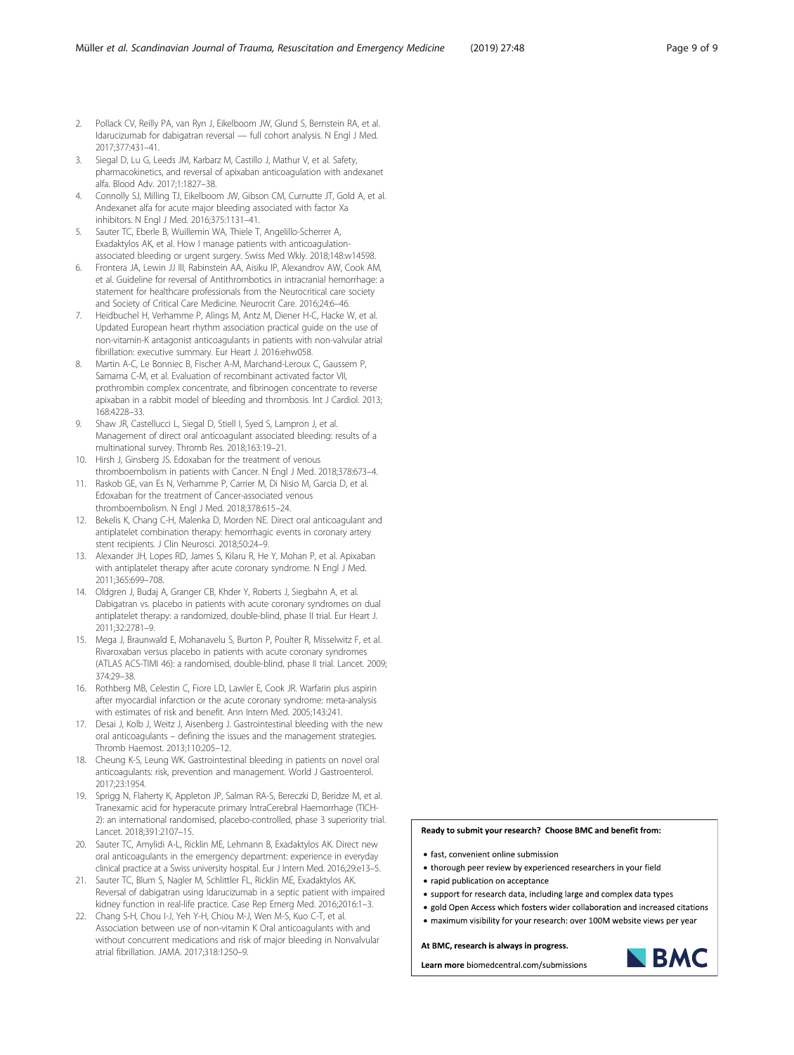2. Pollack CV, Reilly PA, van Ryn J, Eikelboom JW, Glund S, Bernstein RA, et al. Idarucizumab for dabigatran reversal — full cohort analysis. N Engl J Med. 2017;377:431–41.
3. Siegal D, Lu G, Leeds JM, Karbarz M, Castillo J, Mathur V, et al. Safety, pharmacokinetics, and reversal of apixaban anticoagulation with andexanet alfa. Blood Adv. 2017;1:1827–38.
4. Connolly SJ, Milling TJ, Eikelboom JW, Gibson CM, Curnutte JT, Gold A, et al. Andexanet alfa for acute major bleeding associated with factor Xa inhibitors. N Engl J Med. 2016;375:1131–41.
5. Sauter TC, Eberle B, Wuillemin WA, Thiele T, Angelillo-Scherrer A, Exadaktylos AK, et al. How I manage patients with anticoagulation-associated bleeding or urgent surgery. Swiss Med Wkly. 2018;148:w14598.
6. Frontera JA, Lewin JJ III, Rabinstein AA, Aisiku IP, Alexandrov AW, Cook AM, et al. Guideline for reversal of Antithrombotics in intracranial hemorrhage: a statement for healthcare professionals from the Neurocritical care society and Society of Critical Care Medicine. Neurocrit Care. 2016;24:6–46.
7. Heidbuchel H, Verhamme P, Alings M, Antz M, Diener H-C, Hacke W, et al. Updated European heart rhythm association practical guide on the use of non-vitamin-K antagonist anticoagulants in patients with non-valvular atrial fibrillation: executive summary. Eur Heart J. 2016:ehw058.
8. Martin A-C, Le Bonniec B, Fischer A-M, Marchand-Leroux C, Gaussem P, Samama C-M, et al. Evaluation of recombinant activated factor VII, prothrombin complex concentrate, and fibrinogen concentrate to reverse apixaban in a rabbit model of bleeding and thrombosis. Int J Cardiol. 2013; 168:4228–33.
9. Shaw JR, Castellucci L, Siegal D, Stiell I, Syed S, Lampron J, et al. Management of direct oral anticoagulant associated bleeding: results of a multinational survey. Thromb Res. 2018;163:19–21.
10. Hirsh J, Ginsberg JS. Edoxaban for the treatment of venous thromboembolism in patients with Cancer. N Engl J Med. 2018;378:673–4.
11. Raskob GE, van Es N, Verhamme P, Carrier M, Di Nisio M, Garcia D, et al. Edoxaban for the treatment of Cancer-associated venous thromboembolism. N Engl J Med. 2018;378:615–24.
12. Bekelis K, Chang C-H, Malenka D, Morden NE. Direct oral anticoagulant and antiplatelet combination therapy: hemorrhagic events in coronary artery stent recipients. J Clin Neurosci. 2018;50:24–9.
13. Alexander JH, Lopes RD, James S, Kilaru R, He Y, Mohan P, et al. Apixaban with antiplatelet therapy after acute coronary syndrome. N Engl J Med. 2011;365:699–708.
14. Oldgren J, Budaj A, Granger CB, Khder Y, Roberts J, Siegbahn A, et al. Dabigatran vs. placebo in patients with acute coronary syndromes on dual antiplatelet therapy: a randomized, double-blind, phase II trial. Eur Heart J. 2011;32:2781–9.
15. Mega J, Braunwald E, Mohanavelu S, Burton P, Poulter R, Misselwitz F, et al. Rivaroxaban versus placebo in patients with acute coronary syndromes (ATLAS ACS-TIMI 46): a randomised, double-blind, phase II trial. Lancet. 2009; 374:29–38.
16. Rothberg MB, Celestin C, Fiore LD, Lawler E, Cook JR. Warfarin plus aspirin after myocardial infarction or the acute coronary syndrome: meta-analysis with estimates of risk and benefit. Ann Intern Med. 2005;143:241.
17. Desai J, Kolb J, Weitz J, Aisenberg J. Gastrointestinal bleeding with the new oral anticoagulants – defining the issues and the management strategies. Thromb Haemost. 2013;110:205–12.
18. Cheung K-S, Leung WK. Gastrointestinal bleeding in patients on novel oral anticoagulants: risk, prevention and management. World J Gastroenterol. 2017;23:1954.
19. Sprigg N, Flaherty K, Appleton JP, Salman RA-S, Bereczki D, Beridze M, et al. Tranexamic acid for hyperacute primary IntraCerebral Haemorrhage (TICH-2): an international randomised, placebo-controlled, phase 3 superiority trial. Lancet. 2018;391:2107–15.
20. Sauter TC, Amylidi A-L, Ricklin ME, Lehmann B, Exadaktylos AK. Direct new oral anticoagulants in the emergency department: experience in everyday clinical practice at a Swiss university hospital. Eur J Intern Med. 2016;29:e13–5.
21. Sauter TC, Blum S, Nagler M, Schlittler FL, Ricklin ME, Exadaktylos AK. Reversal of dabigatran using Idarucizumab in a septic patient with impaired kidney function in real-life practice. Case Rep Emerg Med. 2016;2016:1–3.
22. Chang S-H, Chou I-J, Yeh Y-H, Chiou M-J, Wen M-S, Kuo C-T, et al. Association between use of non-vitamin K Oral anticoagulants with and without concurrent medications and risk of major bleeding in Nonvalvular atrial fibrillation. JAMA. 2017;318:1250–9.

**Ready to submit your research? Choose BMC and benefit from:**

- fast, convenient online submission
- thorough peer review by experienced researchers in your field
- rapid publication on acceptance
- support for research data, including large and complex data types
- gold Open Access which fosters wider collaboration and increased citations
- maximum visibility for your research: over 100M website views per year

**At BMC, research is always in progress.**

**Learn more** biomedcentral.com/submissions

BMC